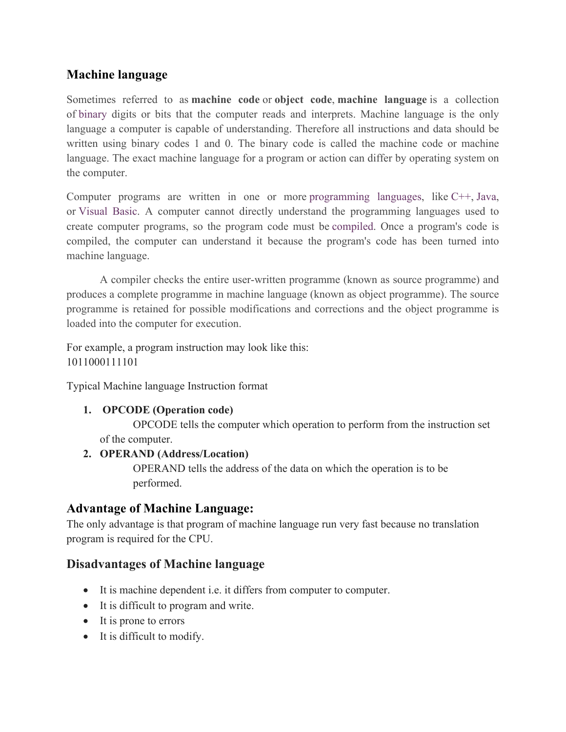## Machine language

Sometimes referred to as **machine code** or **object code**, **machine language** is a collection of binary digits or bits that the computer reads and interprets. Machine language is the only language a computer is capable of understanding. Therefore all instructions and data should be written using binary codes 1 and 0. The binary code is called the machine code or machine language. The exact machine language for a program or action can differ by operating system on the computer.

Computer programs are written in one or more programming languages, like C++, Java, or Visual Basic. A computer cannot directly understand the programming languages used to create computer programs, so the program code must be compiled. Once a program's code is compiled, the computer can understand it because the program's code has been turned into machine language.

A compiler checks the entire user-written programme (known as source programme) and produces a complete programme in machine language (known as object programme). The source programme is retained for possible modifications and corrections and the object programme is loaded into the computer for execution.

For example, a program instruction may look like this:
1011000111101

Typical Machine language Instruction format

1. **OPCODE (Operation code)**
   OPCODE tells the computer which operation to perform from the instruction set of the computer.
2. **OPERAND (Address/Location)**
   OPERAND tells the address of the data on which the operation is to be performed.

## Advantage of Machine Language:

The only advantage is that program of machine language run very fast because no translation program is required for the CPU.

## Disadvantages of Machine language

- It is machine dependent i.e. it differs from computer to computer.
- It is difficult to program and write.
- It is prone to errors
- It is difficult to modify.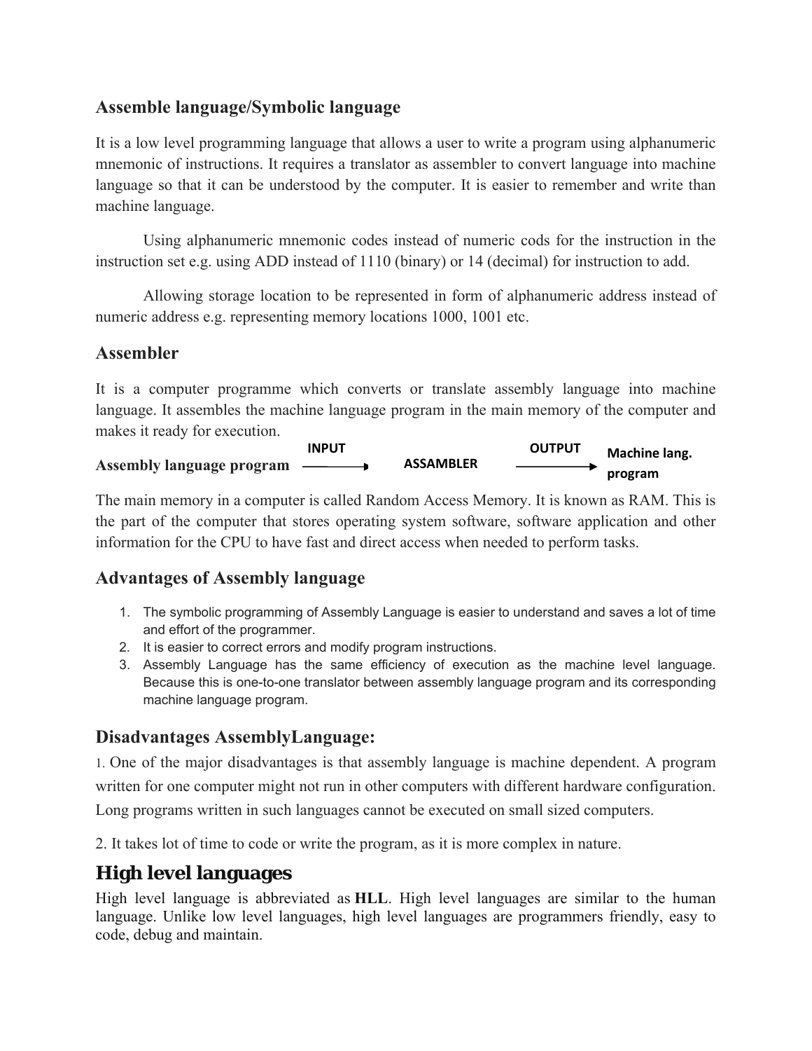### Assemble language/Symbolic language

It is a low level programming language that allows a user to write a program using alphanumeric mnemonic of instructions. It requires a translator as assembler to convert language into machine language so that it can be understood by the computer. It is easier to remember and write than machine language.

Using alphanumeric mnemonic codes instead of numeric cods for the instruction in the instruction set e.g. using ADD instead of 1110 (binary) or 14 (decimal) for instruction to add.

Allowing storage location to be represented in form of alphanumeric address instead of numeric address e.g. representing memory locations 1000, 1001 etc.

### Assembler

It is a computer programme which converts or translate assembly language into machine language. It assembles the machine language program in the main memory of the computer and makes it ready for execution.

**Assembly language program** —INPUT→ **ASSAMBLER** —OUTPUT→ **Machine lang. program**

The main memory in a computer is called Random Access Memory. It is known as RAM. This is the part of the computer that stores operating system software, software application and other information for the CPU to have fast and direct access when needed to perform tasks.

### Advantages of Assembly language

1. The symbolic programming of Assembly Language is easier to understand and saves a lot of time and effort of the programmer.
2. It is easier to correct errors and modify program instructions.
3. Assembly Language has the same efficiency of execution as the machine level language. Because this is one-to-one translator between assembly language program and its corresponding machine language program.

### Disadvantages AssemblyLanguage:

1. One of the major disadvantages is that assembly language is machine dependent. A program written for one computer might not run in other computers with different hardware configuration. Long programs written in such languages cannot be executed on small sized computers.

2. It takes lot of time to code or write the program, as it is more complex in nature.

## High level languages

High level language is abbreviated as **HLL**. High level languages are similar to the human language. Unlike low level languages, high level languages are programmers friendly, easy to code, debug and maintain.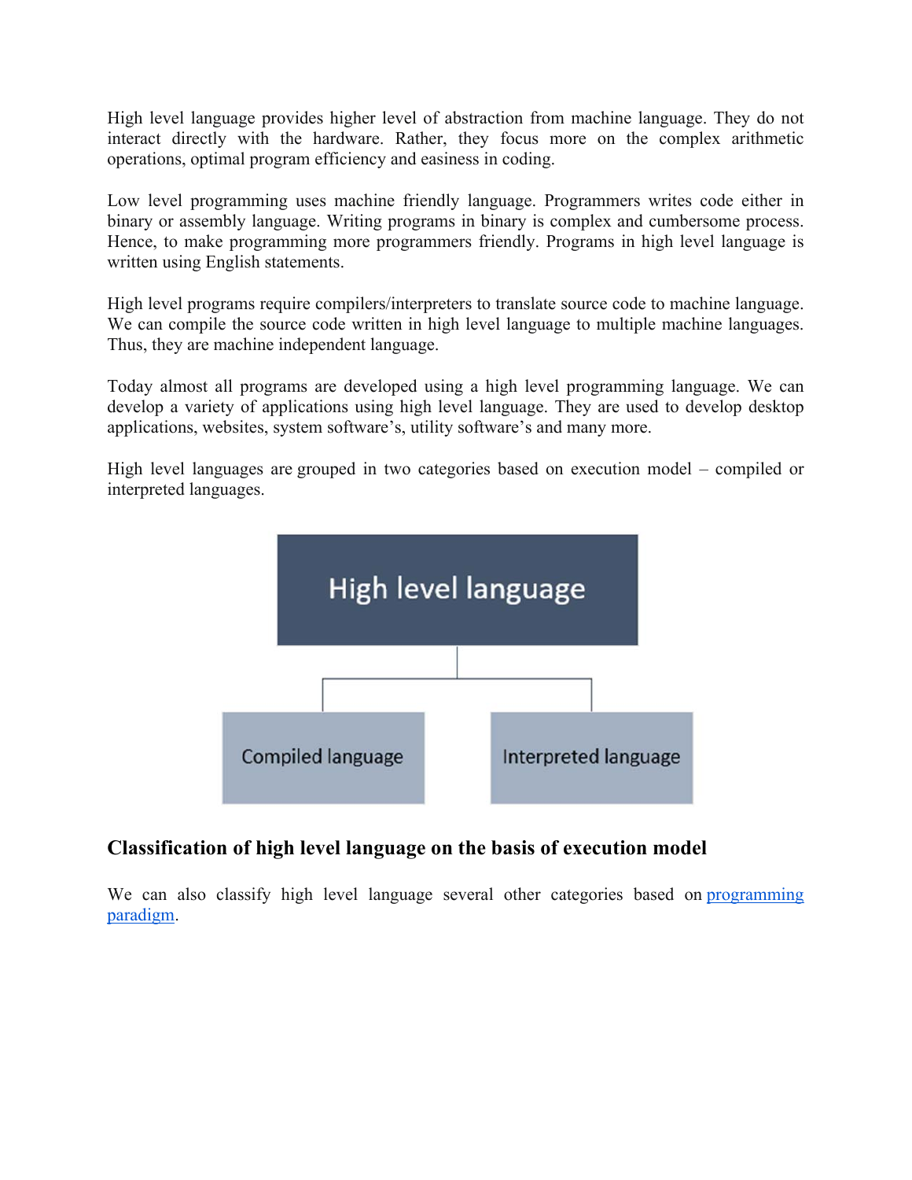High level language provides higher level of abstraction from machine language. They do not interact directly with the hardware. Rather, they focus more on the complex arithmetic operations, optimal program efficiency and easiness in coding.

Low level programming uses machine friendly language. Programmers writes code either in binary or assembly language. Writing programs in binary is complex and cumbersome process. Hence, to make programming more programmers friendly. Programs in high level language is written using English statements.

High level programs require compilers/interpreters to translate source code to machine language. We can compile the source code written in high level language to multiple machine languages. Thus, they are machine independent language.

Today almost all programs are developed using a high level programming language. We can develop a variety of applications using high level language. They are used to develop desktop applications, websites, system software's, utility software's and many more.

High level languages are grouped in two categories based on execution model – compiled or interpreted languages.

**Classification of high level language on the basis of execution model**

We can also classify high level language several other categories based on [programming paradigm](programming paradigm).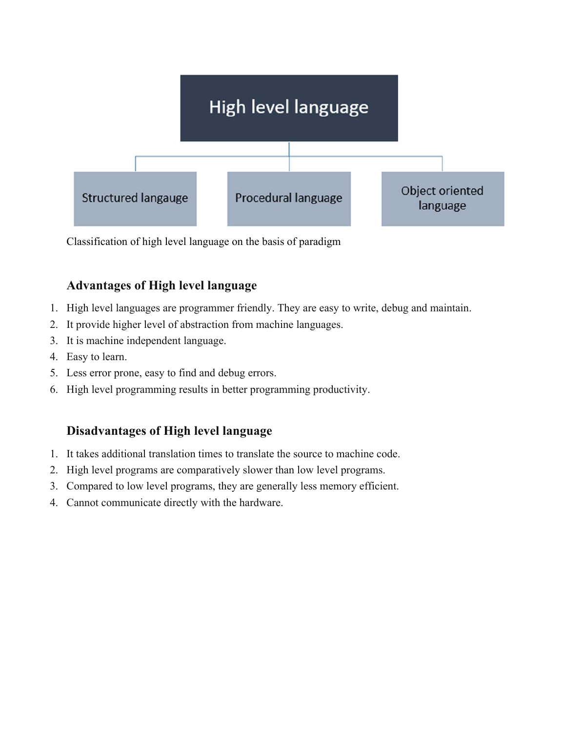High level language

Structured langauge

Procedural language

Object oriented language

Classification of high level language on the basis of paradigm

### Advantages of High level language

1. High level languages are programmer friendly. They are easy to write, debug and maintain.
2. It provide higher level of abstraction from machine languages.
3. It is machine independent language.
4. Easy to learn.
5. Less error prone, easy to find and debug errors.
6. High level programming results in better programming productivity.

### Disadvantages of High level language

1. It takes additional translation times to translate the source to machine code.
2. High level programs are comparatively slower than low level programs.
3. Compared to low level programs, they are generally less memory efficient.
4. Cannot communicate directly with the hardware.